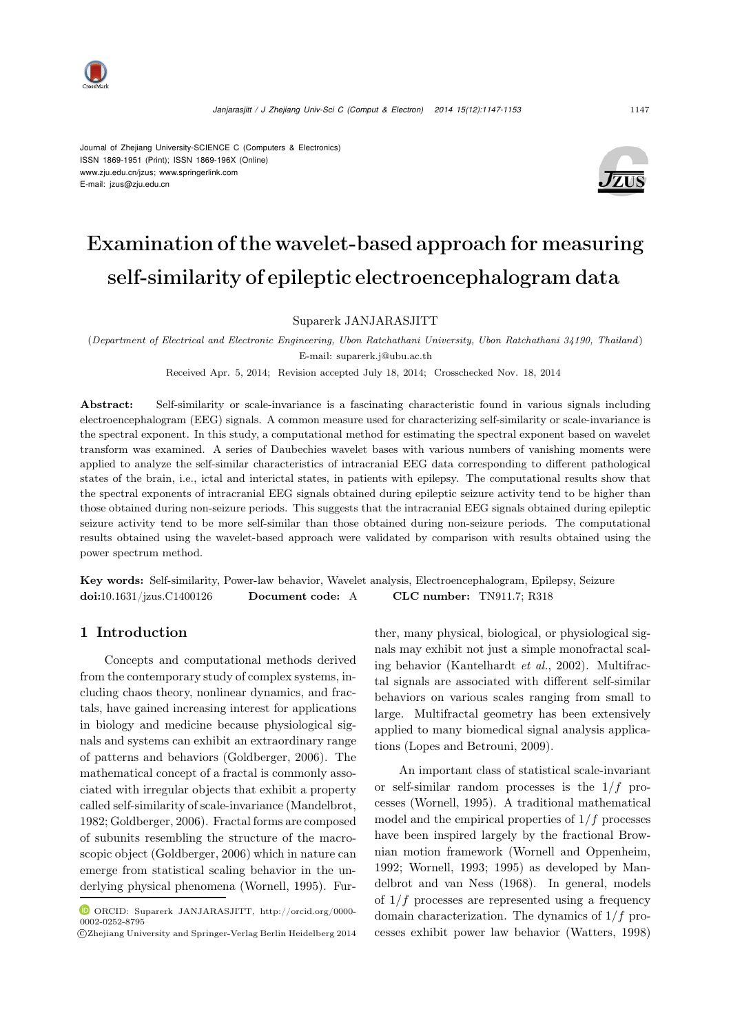Journal of Zhejiang University-SCIENCE C (Computers & Electronics)
ISSN 1869-1951 (Print); ISSN 1869-196X (Online)
www.zju.edu.cn/jzus; www.springerlink.com
E-mail: jzus@zju.edu.cn

# Examination of the wavelet-based approach for measuring self-similarity of epileptic electroencephalogram data

Suparerk JANJARASJITT

(*Department of Electrical and Electronic Engineering, Ubon Ratchathani University, Ubon Ratchathani 34190, Thailand*)

E-mail: suparerk.j@ubu.ac.th

Received Apr. 5, 2014; Revision accepted July 18, 2014; Crosschecked Nov. 18, 2014

**Abstract:** Self-similarity or scale-invariance is a fascinating characteristic found in various signals including electroencephalogram (EEG) signals. A common measure used for characterizing self-similarity or scale-invariance is the spectral exponent. In this study, a computational method for estimating the spectral exponent based on wavelet transform was examined. A series of Daubechies wavelet bases with various numbers of vanishing moments were applied to analyze the self-similar characteristics of intracranial EEG data corresponding to different pathological states of the brain, i.e., ictal and interictal states, in patients with epilepsy. The computational results show that the spectral exponents of intracranial EEG signals obtained during epileptic seizure activity tend to be higher than those obtained during non-seizure periods. This suggests that the intracranial EEG signals obtained during epileptic seizure activity tend to be more self-similar than those obtained during non-seizure periods. The computational results obtained using the wavelet-based approach were validated by comparison with results obtained using the power spectrum method.

**Key words:** Self-similarity, Power-law behavior, Wavelet analysis, Electroencephalogram, Epilepsy, Seizure

**doi:**10.1631/jzus.C1400126 **Document code:** A **CLC number:** TN911.7; R318

## 1 Introduction

Concepts and computational methods derived from the contemporary study of complex systems, including chaos theory, nonlinear dynamics, and fractals, have gained increasing interest for applications in biology and medicine because physiological signals and systems can exhibit an extraordinary range of patterns and behaviors (Goldberger, 2006). The mathematical concept of a fractal is commonly associated with irregular objects that exhibit a property called self-similarity of scale-invariance (Mandelbrot, 1982; Goldberger, 2006). Fractal forms are composed of subunits resembling the structure of the macroscopic object (Goldberger, 2006) which in nature can emerge from statistical scaling behavior in the underlying physical phenomena (Wornell, 1995). Further, many physical, biological, or physiological signals may exhibit not just a simple monofractal scaling behavior (Kantelhardt *et al.*, 2002). Multifractal signals are associated with different self-similar behaviors on various scales ranging from small to large. Multifractal geometry has been extensively applied to many biomedical signal analysis applications (Lopes and Betrouni, 2009).

An important class of statistical scale-invariant or self-similar random processes is the $1/f$ processes (Wornell, 1995). A traditional mathematical model and the empirical properties of $1/f$ processes have been inspired largely by the fractional Brownian motion framework (Wornell and Oppenheim, 1992; Wornell, 1993; 1995) as developed by Mandelbrot and van Ness (1968). In general, models of $1/f$ processes are represented using a frequency domain characterization. The dynamics of $1/f$ processes exhibit power law behavior (Watters, 1998)

ORCID: Suparerk JANJARASJITT, http://orcid.org/0000-0002-0252-8795

©Zhejiang University and Springer-Verlag Berlin Heidelberg 2014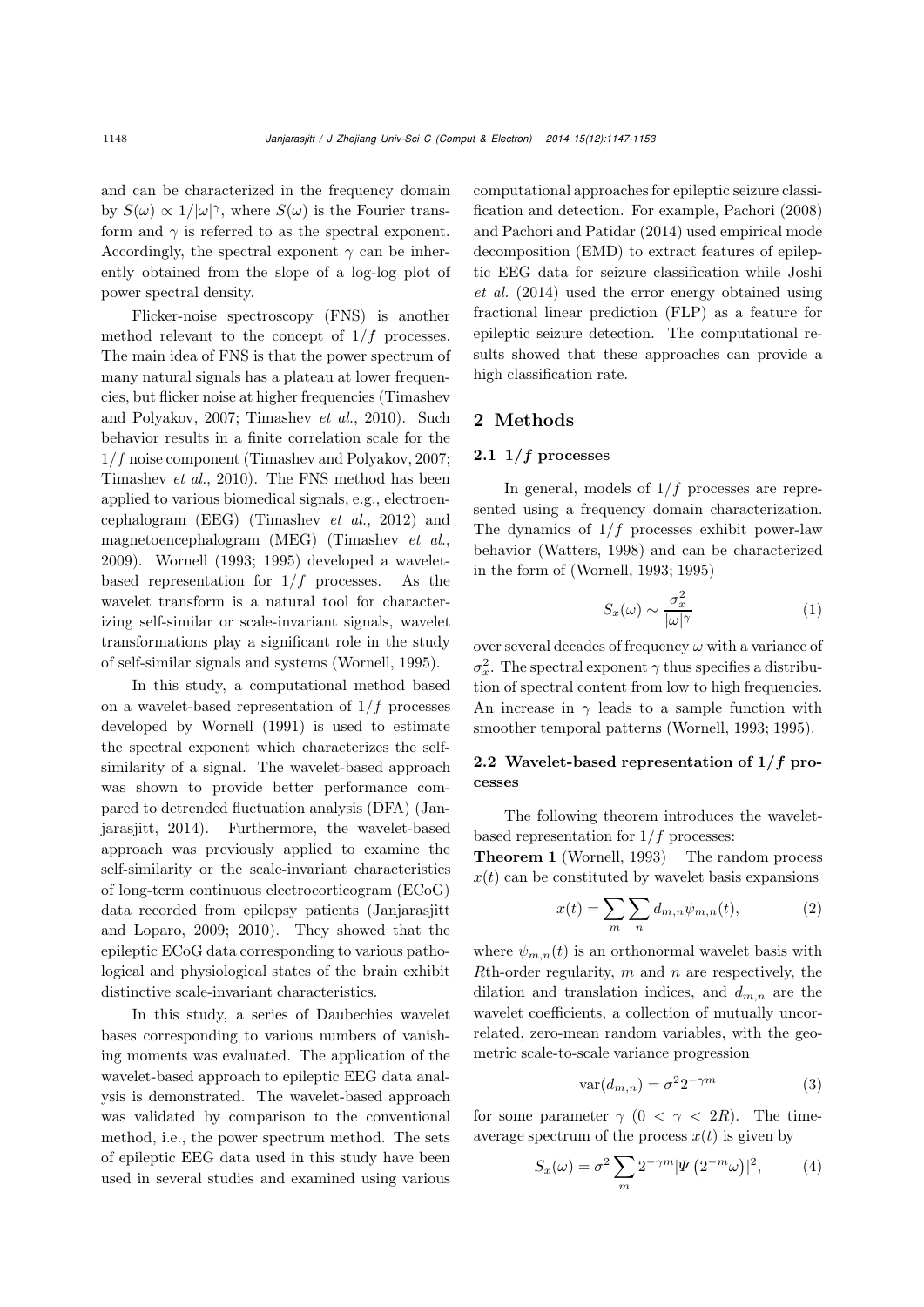and can be characterized in the frequency domain by $S(\omega) \propto 1/|\omega|^{\gamma}$, where $S(\omega)$ is the Fourier transform and $\gamma$ is referred to as the spectral exponent. Accordingly, the spectral exponent $\gamma$ can be inherently obtained from the slope of a log-log plot of power spectral density.

Flicker-noise spectroscopy (FNS) is another method relevant to the concept of $1/f$ processes. The main idea of FNS is that the power spectrum of many natural signals has a plateau at lower frequencies, but flicker noise at higher frequencies (Timashev and Polyakov, 2007; Timashev *et al.*, 2010). Such behavior results in a finite correlation scale for the $1/f$ noise component (Timashev and Polyakov, 2007; Timashev *et al.*, 2010). The FNS method has been applied to various biomedical signals, e.g., electroencephalogram (EEG) (Timashev *et al.*, 2012) and magnetoencephalogram (MEG) (Timashev *et al.*, 2009). Wornell (1993; 1995) developed a wavelet-based representation for $1/f$ processes. As the wavelet transform is a natural tool for characterizing self-similar or scale-invariant signals, wavelet transformations play a significant role in the study of self-similar signals and systems (Wornell, 1995).

In this study, a computational method based on a wavelet-based representation of $1/f$ processes developed by Wornell (1991) is used to estimate the spectral exponent which characterizes the self-similarity of a signal. The wavelet-based approach was shown to provide better performance compared to detrended fluctuation analysis (DFA) (Janjarasjitt, 2014). Furthermore, the wavelet-based approach was previously applied to examine the self-similarity or the scale-invariant characteristics of long-term continuous electrocorticogram (ECoG) data recorded from epilepsy patients (Janjarasjitt and Loparo, 2009; 2010). They showed that the epileptic ECoG data corresponding to various pathological and physiological states of the brain exhibit distinctive scale-invariant characteristics.

In this study, a series of Daubechies wavelet bases corresponding to various numbers of vanishing moments was evaluated. The application of the wavelet-based approach to epileptic EEG data analysis is demonstrated. The wavelet-based approach was validated by comparison to the conventional method, i.e., the power spectrum method. The sets of epileptic EEG data used in this study have been used in several studies and examined using various computational approaches for epileptic seizure classification and detection. For example, Pachori (2008) and Pachori and Patidar (2014) used empirical mode decomposition (EMD) to extract features of epileptic EEG data for seizure classification while Joshi *et al.* (2014) used the error energy obtained using fractional linear prediction (FLP) as a feature for epileptic seizure detection. The computational results showed that these approaches can provide a high classification rate.

## 2 Methods

### 2.1 $1/f$ processes

In general, models of $1/f$ processes are represented using a frequency domain characterization. The dynamics of $1/f$ processes exhibit power-law behavior (Watters, 1998) and can be characterized in the form of (Wornell, 1993; 1995)

$$S_x(\omega) \sim \frac{\sigma_x^2}{|\omega|^{\gamma}} \tag{1}$$

over several decades of frequency $\omega$ with a variance of $\sigma_x^2$. The spectral exponent $\gamma$ thus specifies a distribution of spectral content from low to high frequencies. An increase in $\gamma$ leads to a sample function with smoother temporal patterns (Wornell, 1993; 1995).

### 2.2 Wavelet-based representation of $1/f$ processes

The following theorem introduces the wavelet-based representation for $1/f$ processes:

**Theorem 1** (Wornell, 1993) The random process $x(t)$ can be constituted by wavelet basis expansions

$$x(t) = \sum_m \sum_n d_{m,n}\psi_{m,n}(t), \tag{2}$$

where $\psi_{m,n}(t)$ is an orthonormal wavelet basis with $R$th-order regularity, $m$ and $n$ are respectively, the dilation and translation indices, and $d_{m,n}$ are the wavelet coefficients, a collection of mutually uncorrelated, zero-mean random variables, with the geometric scale-to-scale variance progression

$$\text{var}(d_{m,n}) = \sigma^2 2^{-\gamma m} \tag{3}$$

for some parameter $\gamma$ ($0 < \gamma < 2R$). The time-average spectrum of the process $x(t)$ is given by

$$S_x(\omega) = \sigma^2 \sum_m 2^{-\gamma m}|\Psi\left(2^{-m}\omega\right)|^2, \tag{4}$$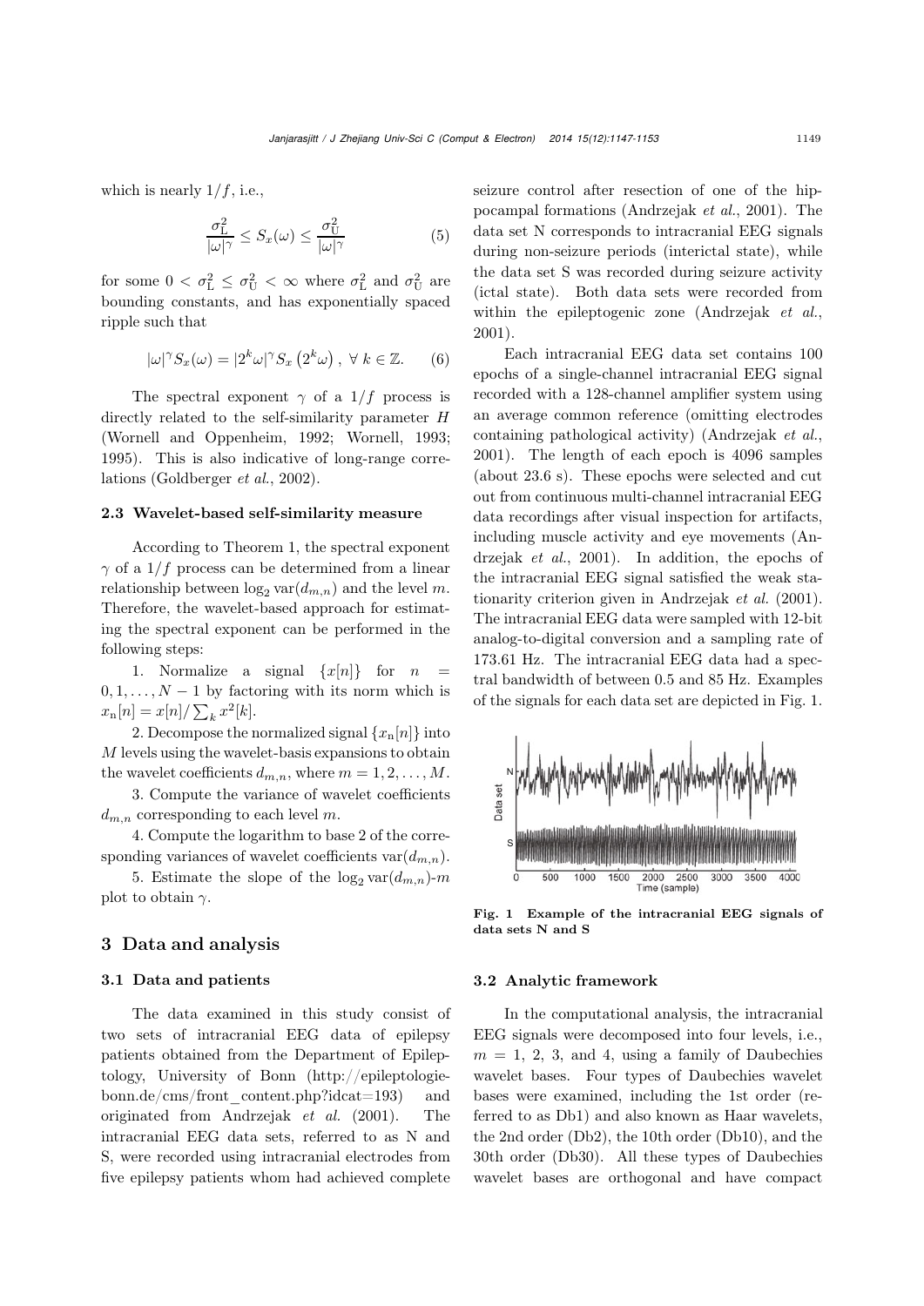which is nearly $1/f$, i.e.,

$$\frac{\sigma_{\mathrm{L}}^2}{|\omega|^\gamma} \leq S_x(\omega) \leq \frac{\sigma_{\mathrm{U}}^2}{|\omega|^\gamma} \tag{5}$$

for some $0 < \sigma_{\mathrm{L}}^2 \leq \sigma_{\mathrm{U}}^2 < \infty$ where $\sigma_{\mathrm{L}}^2$ and $\sigma_{\mathrm{U}}^2$ are bounding constants, and has exponentially spaced ripple such that

$$|\omega|^\gamma S_x(\omega) = |2^k \omega|^\gamma S_x\left(2^k \omega\right), \ \forall\, k \in \mathbb{Z}. \tag{6}$$

The spectral exponent $\gamma$ of a $1/f$ process is directly related to the self-similarity parameter $H$ (Wornell and Oppenheim, 1992; Wornell, 1993; 1995). This is also indicative of long-range correlations (Goldberger *et al.*, 2002).

### 2.3 Wavelet-based self-similarity measure

According to Theorem 1, the spectral exponent $\gamma$ of a $1/f$ process can be determined from a linear relationship between $\log_2 \mathrm{var}(d_{m,n})$ and the level $m$. Therefore, the wavelet-based approach for estimating the spectral exponent can be performed in the following steps:

1. Normalize a signal $\{x[n]\}$ for $n = 0, 1, \ldots, N-1$ by factoring with its norm which is $x_{\mathrm{n}}[n] = x[n]/\sum_k x^2[k]$.

2. Decompose the normalized signal $\{x_{\mathrm{n}}[n]\}$ into $M$ levels using the wavelet-basis expansions to obtain the wavelet coefficients $d_{m,n}$, where $m = 1, 2, \ldots, M$.

3. Compute the variance of wavelet coefficients $d_{m,n}$ corresponding to each level $m$.

4. Compute the logarithm to base 2 of the corresponding variances of wavelet coefficients $\mathrm{var}(d_{m,n})$.

5. Estimate the slope of the $\log_2 \mathrm{var}(d_{m,n})$-$m$ plot to obtain $\gamma$.

## 3 Data and analysis

### 3.1 Data and patients

The data examined in this study consist of two sets of intracranial EEG data of epilepsy patients obtained from the Department of Epileptology, University of Bonn (http://epileptologie-bonn.de/cms/front_content.php?idcat=193) and originated from Andrzejak *et al.* (2001). The intracranial EEG data sets, referred to as N and S, were recorded using intracranial electrodes from five epilepsy patients whom had achieved complete seizure control after resection of one of the hippocampal formations (Andrzejak *et al.*, 2001). The data set N corresponds to intracranial EEG signals during non-seizure periods (interictal state), while the data set S was recorded during seizure activity (ictal state). Both data sets were recorded from within the epileptogenic zone (Andrzejak *et al.*, 2001).

Each intracranial EEG data set contains 100 epochs of a single-channel intracranial EEG signal recorded with a 128-channel amplifier system using an average common reference (omitting electrodes containing pathological activity) (Andrzejak *et al.*, 2001). The length of each epoch is 4096 samples (about 23.6 s). These epochs were selected and cut out from continuous multi-channel intracranial EEG data recordings after visual inspection for artifacts, including muscle activity and eye movements (Andrzejak *et al.*, 2001). In addition, the epochs of the intracranial EEG signal satisfied the weak stationarity criterion given in Andrzejak *et al.* (2001). The intracranial EEG data were sampled with 12-bit analog-to-digital conversion and a sampling rate of 173.61 Hz. The intracranial EEG data had a spectral bandwidth of between 0.5 and 85 Hz. Examples of the signals for each data set are depicted in Fig. 1.

**Fig. 1 Example of the intracranial EEG signals of data sets N and S**

### 3.2 Analytic framework

In the computational analysis, the intracranial EEG signals were decomposed into four levels, i.e., $m$ = 1, 2, 3, and 4, using a family of Daubechies wavelet bases. Four types of Daubechies wavelet bases were examined, including the 1st order (referred to as Db1) and also known as Haar wavelets, the 2nd order (Db2), the 10th order (Db10), and the 30th order (Db30). All these types of Daubechies wavelet bases are orthogonal and have compact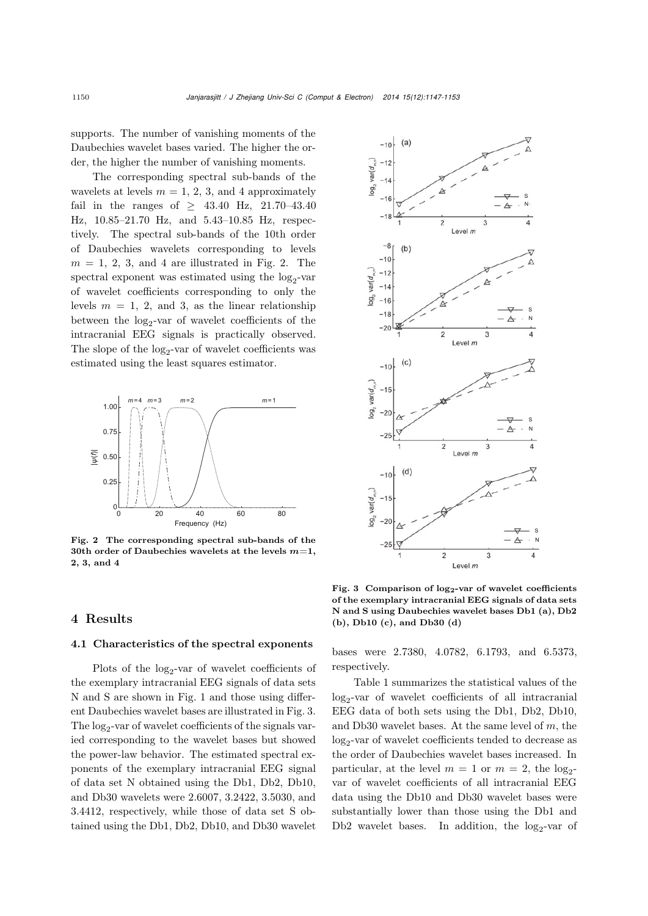supports. The number of vanishing moments of the Daubechies wavelet bases varied. The higher the order, the higher the number of vanishing moments.

The corresponding spectral sub-bands of the wavelets at levels $m = 1$, 2, 3, and 4 approximately fail in the ranges of $\geq$ 43.40 Hz, 21.70–43.40 Hz, 10.85–21.70 Hz, and 5.43–10.85 Hz, respectively. The spectral sub-bands of the 10th order of Daubechies wavelets corresponding to levels $m = 1$, 2, 3, and 4 are illustrated in Fig. 2. The spectral exponent was estimated using the $\log_2$-var of wavelet coefficients corresponding to only the levels $m = 1$, 2, and 3, as the linear relationship between the $\log_2$-var of wavelet coefficients of the intracranial EEG signals is practically observed. The slope of the $\log_2$-var of wavelet coefficients was estimated using the least squares estimator.

**Fig. 2 The corresponding spectral sub-bands of the 30th order of Daubechies wavelets at the levels $m$=1, 2, 3, and 4**

**Fig. 3 Comparison of $\log_2$-var of wavelet coefficients of the exemplary intracranial EEG signals of data sets N and S using Daubechies wavelet bases Db1 (a), Db2 (b), Db10 (c), and Db30 (d)**

## 4 Results

### 4.1 Characteristics of the spectral exponents

Plots of the $\log_2$-var of wavelet coefficients of the exemplary intracranial EEG signals of data sets N and S are shown in Fig. 1 and those using different Daubechies wavelet bases are illustrated in Fig. 3. The $\log_2$-var of wavelet coefficients of the signals varied corresponding to the wavelet bases but showed the power-law behavior. The estimated spectral exponents of the exemplary intracranial EEG signal of data set N obtained using the Db1, Db2, Db10, and Db30 wavelets were 2.6007, 3.2422, 3.5030, and 3.4412, respectively, while those of data set S obtained using the Db1, Db2, Db10, and Db30 wavelet bases were 2.7380, 4.0782, 6.1793, and 6.5373, respectively.

Table 1 summarizes the statistical values of the $\log_2$-var of wavelet coefficients of all intracranial EEG data of both sets using the Db1, Db2, Db10, and Db30 wavelet bases. At the same level of $m$, the $\log_2$-var of wavelet coefficients tended to decrease as the order of Daubechies wavelet bases increased. In particular, at the level $m = 1$ or $m = 2$, the $\log_2$-var of wavelet coefficients of all intracranial EEG data using the Db10 and Db30 wavelet bases were substantially lower than those using the Db1 and Db2 wavelet bases. In addition, the $\log_2$-var of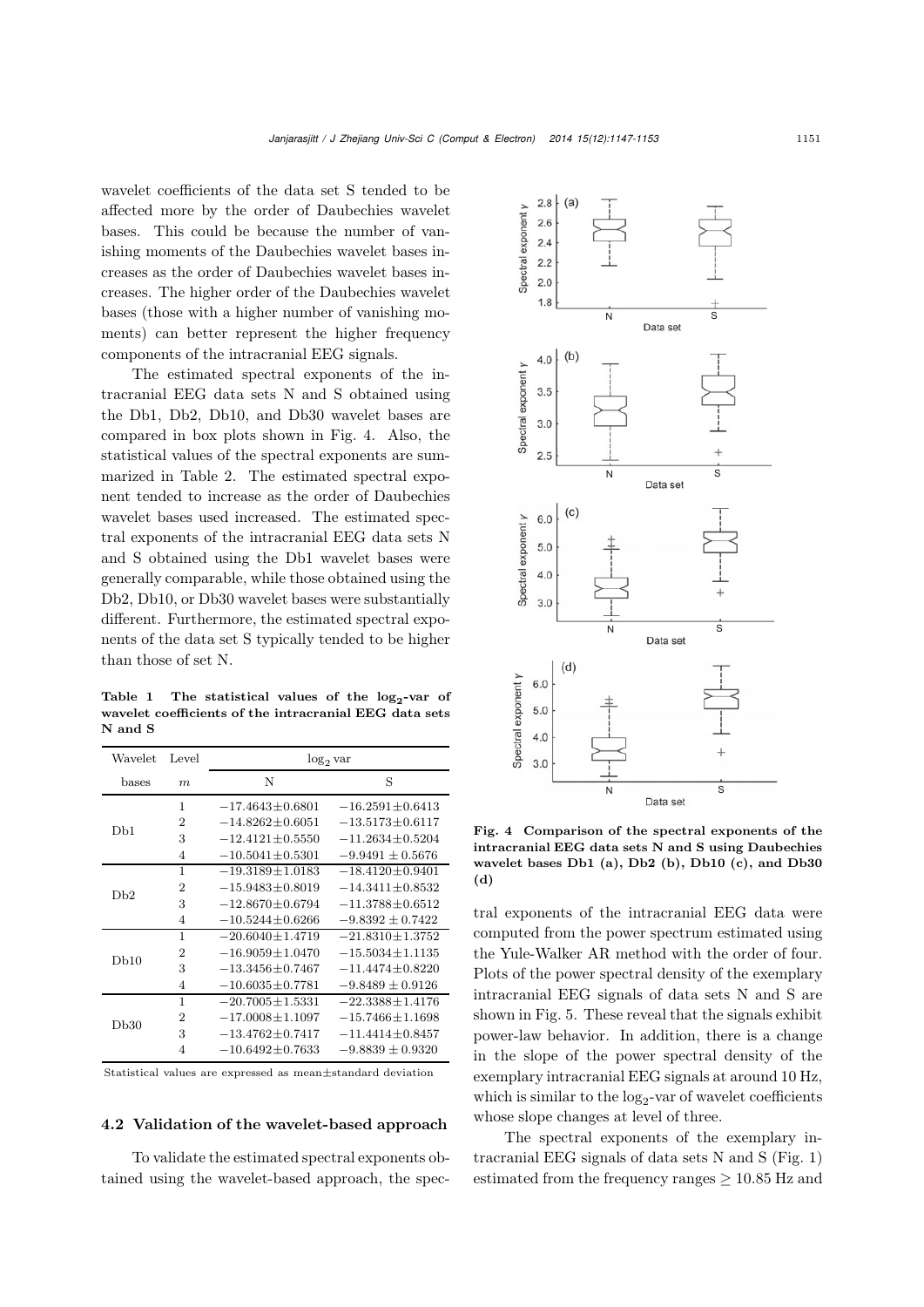wavelet coefficients of the data set S tended to be affected more by the order of Daubechies wavelet bases. This could be because the number of vanishing moments of the Daubechies wavelet bases increases as the order of Daubechies wavelet bases increases. The higher order of the Daubechies wavelet bases (those with a higher number of vanishing moments) can better represent the higher frequency components of the intracranial EEG signals.

The estimated spectral exponents of the intracranial EEG data sets N and S obtained using the Db1, Db2, Db10, and Db30 wavelet bases are compared in box plots shown in Fig. 4. Also, the statistical values of the spectral exponents are summarized in Table 2. The estimated spectral exponent tended to increase as the order of Daubechies wavelet bases used increased. The estimated spectral exponents of the intracranial EEG data sets N and S obtained using the Db1 wavelet bases were generally comparable, while those obtained using the Db2, Db10, or Db30 wavelet bases were substantially different. Furthermore, the estimated spectral exponents of the data set S typically tended to be higher than those of set N.

**Table 1 The statistical values of the $\log_2$-var of wavelet coefficients of the intracranial EEG data sets N and S**

| Wavelet bases | Level $m$ | $\log_2$ var | |
|---|---|---|---|
| | | N | S |
| Db1 | 1 | $-17.4643\pm0.6801$ | $-16.2591\pm0.6413$ |
| | 2 | $-14.8262\pm0.6051$ | $-13.5173\pm0.6117$ |
| | 3 | $-12.4121\pm0.5550$ | $-11.2634\pm0.5204$ |
| | 4 | $-10.5041\pm0.5301$ | $-9.9491\pm0.5676$ |
| Db2 | 1 | $-19.3189\pm1.0183$ | $-18.4120\pm0.9401$ |
| | 2 | $-15.9483\pm0.8019$ | $-14.3411\pm0.8532$ |
| | 3 | $-12.8670\pm0.6794$ | $-11.3788\pm0.6512$ |
| | 4 | $-10.5244\pm0.6266$ | $-9.8392\pm0.7422$ |
| Db10 | 1 | $-20.6040\pm1.4719$ | $-21.8310\pm1.3752$ |
| | 2 | $-16.9059\pm1.0470$ | $-15.5034\pm1.1135$ |
| | 3 | $-13.3456\pm0.7467$ | $-11.4474\pm0.8220$ |
| | 4 | $-10.6035\pm0.7781$ | $-9.8489\pm0.9126$ |
| Db30 | 1 | $-20.7005\pm1.5331$ | $-22.3388\pm1.4176$ |
| | 2 | $-17.0008\pm1.1097$ | $-15.7466\pm1.1698$ |
| | 3 | $-13.4762\pm0.7417$ | $-11.4414\pm0.8457$ |
| | 4 | $-10.6492\pm0.7633$ | $-9.8839\pm0.9320$ |

Statistical values are expressed as mean$\pm$standard deviation

**Fig. 4 Comparison of the spectral exponents of the intracranial EEG data sets N and S using Daubechies wavelet bases Db1 (a), Db2 (b), Db10 (c), and Db30 (d)**

### 4.2 Validation of the wavelet-based approach

To validate the estimated spectral exponents obtained using the wavelet-based approach, the spectral exponents of the intracranial EEG data were computed from the power spectrum estimated using the Yule-Walker AR method with the order of four. Plots of the power spectral density of the exemplary intracranial EEG signals of data sets N and S are shown in Fig. 5. These reveal that the signals exhibit power-law behavior. In addition, there is a change in the slope of the power spectral density of the exemplary intracranial EEG signals at around 10 Hz, which is similar to the $\log_2$-var of wavelet coefficients whose slope changes at level of three.

The spectral exponents of the exemplary intracranial EEG signals of data sets N and S (Fig. 1) estimated from the frequency ranges $\geq 10.85$ Hz and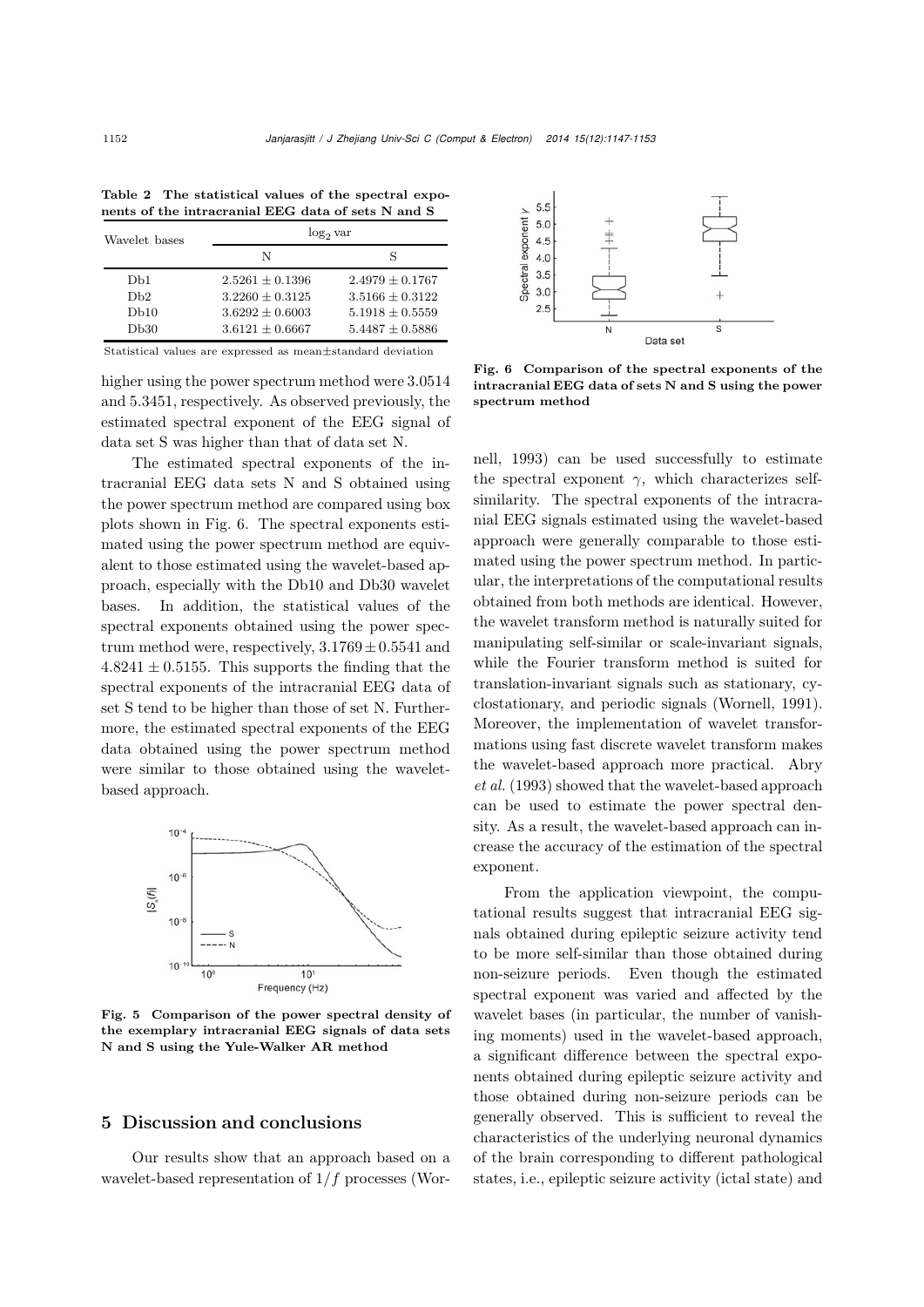Table 2 The statistical values of the spectral exponents of the intracranial EEG data of sets N and S

| Wavelet bases | $\log_2$ var | |
|---|---|---|
| | N | S |
| Db1 | $2.5261 \pm 0.1396$ | $2.4979 \pm 0.1767$ |
| Db2 | $3.2260 \pm 0.3125$ | $3.5166 \pm 0.3122$ |
| Db10 | $3.6292 \pm 0.6003$ | $5.1918 \pm 0.5559$ |
| Db30 | $3.6121 \pm 0.6667$ | $5.4487 \pm 0.5886$ |

Statistical values are expressed as mean±standard deviation

higher using the power spectrum method were 3.0514 and 5.3451, respectively. As observed previously, the estimated spectral exponent of the EEG signal of data set S was higher than that of data set N.

The estimated spectral exponents of the intracranial EEG data sets N and S obtained using the power spectrum method are compared using box plots shown in Fig. 6. The spectral exponents estimated using the power spectrum method are equivalent to those estimated using the wavelet-based approach, especially with the Db10 and Db30 wavelet bases. In addition, the statistical values of the spectral exponents obtained using the power spectrum method were, respectively, $3.1769 \pm 0.5541$ and $4.8241 \pm 0.5155$. This supports the finding that the spectral exponents of the intracranial EEG data of set S tend to be higher than those of set N. Furthermore, the estimated spectral exponents of the EEG data obtained using the power spectrum method were similar to those obtained using the wavelet-based approach.

Fig. 5 Comparison of the power spectral density of the exemplary intracranial EEG signals of data sets N and S using the Yule-Walker AR method

Fig. 6 Comparison of the spectral exponents of the intracranial EEG data of sets N and S using the power spectrum method

## 5 Discussion and conclusions

Our results show that an approach based on a wavelet-based representation of $1/f$ processes (Wornell, 1993) can be used successfully to estimate the spectral exponent $\gamma$, which characterizes self-similarity. The spectral exponents of the intracranial EEG signals estimated using the wavelet-based approach were generally comparable to those estimated using the power spectrum method. In particular, the interpretations of the computational results obtained from both methods are identical. However, the wavelet transform method is naturally suited for manipulating self-similar or scale-invariant signals, while the Fourier transform method is suited for translation-invariant signals such as stationary, cyclostationary, and periodic signals (Wornell, 1991). Moreover, the implementation of wavelet transformations using fast discrete wavelet transform makes the wavelet-based approach more practical. Abry *et al.* (1993) showed that the wavelet-based approach can be used to estimate the power spectral density. As a result, the wavelet-based approach can increase the accuracy of the estimation of the spectral exponent.

From the application viewpoint, the computational results suggest that intracranial EEG signals obtained during epileptic seizure activity tend to be more self-similar than those obtained during non-seizure periods. Even though the estimated spectral exponent was varied and affected by the wavelet bases (in particular, the number of vanishing moments) used in the wavelet-based approach, a significant difference between the spectral exponents obtained during epileptic seizure activity and those obtained during non-seizure periods can be generally observed. This is sufficient to reveal the characteristics of the underlying neuronal dynamics of the brain corresponding to different pathological states, i.e., epileptic seizure activity (ictal state) and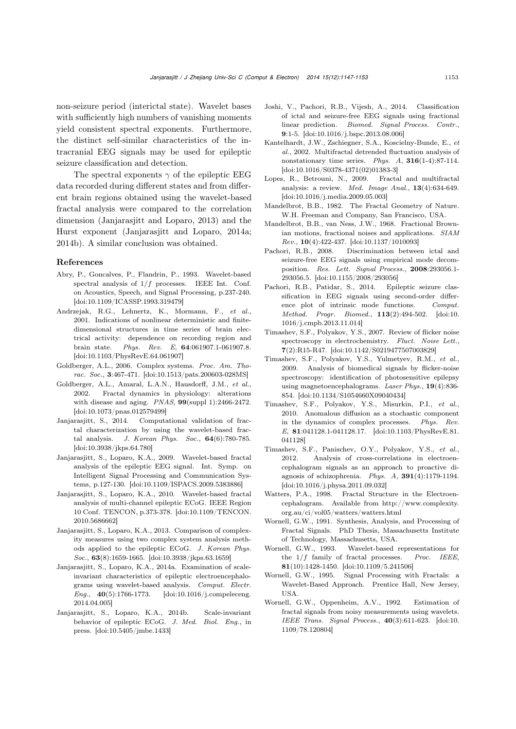non-seizure period (interictal state). Wavelet bases with sufficiently high numbers of vanishing moments yield consistent spectral exponents. Furthermore, the distinct self-similar characteristics of the intracranial EEG signals may be used for epileptic seizure classification and detection.

The spectral exponents $\gamma$ of the epileptic EEG data recorded during different states and from different brain regions obtained using the wavelet-based fractal analysis were compared to the correlation dimension (Janjarasjitt and Loparo, 2013) and the Hurst exponent (Janjarasjitt and Loparo, 2014a; 2014b). A similar conclusion was obtained.

## References

Abry, P., Goncalves, P., Flandrin, P., 1993. Wavelet-based spectral analysis of $1/f$ processes. IEEE Int. Conf. on Acoustics, Speech, and Signal Processing, p.237-240. [doi:10.1109/ICASSP.1993.319479]

Andrzejak, R.G., Lehnertz, K., Mormann, F., *et al.*, 2001. Indications of nonlinear deterministic and finite-dimensional structures in time series of brain electrical activity: dependence on recording region and brain state. *Phys. Rev. E*, **64**:061907.1-061907.8. [doi:10.1103/PhysRevE.64.061907]

Goldberger, A.L., 2006. Complex systems. *Proc. Am. Thorac. Soc.*, **3**:467-471. [doi:10.1513/pats.200603-028MS]

Goldberger, A.L., Amaral, L.A.N., Hausdorff, J.M., *et al.*, 2002. Fractal dynamics in physiology: alterations with disease and aging. *PNAS*, **99**(suppl 1):2466-2472. [doi:10.1073/pnas.012579499]

Janjarasjitt, S., 2014. Computational validation of fractal characterization by using the wavelet-based fractal analysis. *J. Korean Phys. Soc.*, **64**(6):780-785. [doi:10.3938/jkps.64.780]

Janjarasjitt, S., Loparo, K.A., 2009. Wavelet-based fractal analysis of the epileptic EEG signal. Int. Symp. on Intelligent Signal Processing and Communication Systems, p.127-130. [doi:10.1109/ISPACS.2009.5383886]

Janjarasjitt, S., Loparo, K.A., 2010. Wavelet-based fractal analysis of multi-channel epileptic ECoG. IEEE Region 10 Conf. TENCON, p.373-378. [doi:10.1109/TENCON.2010.5686662]

Janjarasjitt, S., Loparo, K.A., 2013. Comparison of complexity measures using two complex system analysis methods applied to the epileptic ECoG. *J. Korean Phys. Soc.*, **63**(8):1659-1665. [doi:10.3938/jkps.63.1659]

Janjarasjitt, S., Loparo, K.A., 2014a. Examination of scale-invariant characteristics of epileptic electroencephalograms using wavelet-based analysis. *Comput. Electr. Eng.*, **40**(5):1766-1773. [doi:10.1016/j.compeleceng.2014.04.005]

Janjarasjitt, S., Loparo, K.A., 2014b. Scale-invariant behavior of epileptic ECoG. *J. Med. Biol. Eng.*, in press. [doi:10.5405/jmbe.1433]

Joshi, V., Pachori, R.B., Vijesh, A., 2014. Classification of ictal and seizure-free EEG signals using fractional linear prediction. *Biomed. Signal Process. Contr.*, **9**:1-5. [doi:10.1016/j.bspc.2013.08.006]

Kantelhardt, J.W., Zschiegner, S.A., Koscielny-Bunde, E., *et al.*, 2002. Multifractal detrended fluctuation analysis of nonstationary time series. *Phys. A*, **316**(1-4):87-114. [doi:10.1016/S0378-4371(02)01383-3]

Lopes, R., Betrouni, N., 2009. Fractal and multifractal analysis: a review. *Med. Image Anal.*, **13**(4):634-649. [doi:10.1016/j.media.2009.05.003]

Mandelbrot, B.B., 1982. The Fractal Geometry of Nature. W.H. Freeman and Company, San Francisco, USA.

Mandelbrot, B.B., van Ness, J.W., 1968. Fractional Brownian motions, fractional noises and applications. *SIAM Rev.*, **10**(4):422-437. [doi:10.1137/1010093]

Pachori, R.B., 2008. Discrimination between ictal and seizure-free EEG signals using empirical mode decomposition. *Res. Lett. Signal Process.*, **2008**:293056.1-293056.5. [doi:10.1155/2008/293056]

Pachori, R.B., Patidar, S., 2014. Epileptic seizure classification in EEG signals using second-order difference plot of intrinsic mode functions. *Comput. Method. Progr. Biomed.*, **113**(2):494-502. [doi:10.1016/j.cmpb.2013.11.014]

Timashev, S.F., Polyakov, Y.S., 2007. Review of flicker noise spectroscopy in electrochemistry. *Fluct. Noise Lett.*, **7**(2):R15-R47. [doi:10.1142/S0219477507003829]

Timashev, S.F., Polyakov, Y.S., Yulmetyev, R.M., *et al.*, 2009. Analysis of biomedical signals by flicker-noise spectroscopy: identification of photosensitive epilepsy using magnetoencephalograms. *Laser Phys.*, **19**(4):836-854. [doi:10.1134/S1054660X09040434]

Timashev, S.F., Polyakov, Y.S., Misurkin, P.I., *et al.*, 2010. Anomalous diffusion as a stochastic component in the dynamics of complex processes. *Phys. Rev. E*, **81**:041128.1-041128.17. [doi:10.1103/PhysRevE.81.041128]

Timashev, S.F., Panischev, O.Y., Polyakov, Y.S., *et al.*, 2012. Analysis of cross-correlations in electroencephalogram signals as an approach to proactive diagnosis of schizophrenia. *Phys. A*, **391**(4):1179-1194. [doi:10.1016/j.physa.2011.09.032]

Watters, P.A., 1998. Fractal Structure in the Electroencephalogram. Available from http://www.complexity.org.au/ci/vol05/watters/watters.html

Wornell, G.W., 1991. Synthesis, Analysis, and Processing of Fractal Signals. PhD Thesis, Massachusetts Institute of Technology, Massachusetts, USA.

Wornell, G.W., 1993. Wavelet-based representations for the $1/f$ family of fractal processes. *Proc. IEEE*, **81**(10):1428-1450. [doi:10.1109/5.241506]

Wornell, G.W., 1995. Signal Processing with Fractals: a Wavelet-Based Approach. Prentice Hall, New Jersey, USA.

Wornell, G.W., Oppenheim, A.V., 1992. Estimation of fractal signals from noisy measurements using wavelets. *IEEE Trans. Signal Process.*, **40**(3):611-623. [doi:10.1109/78.120804]